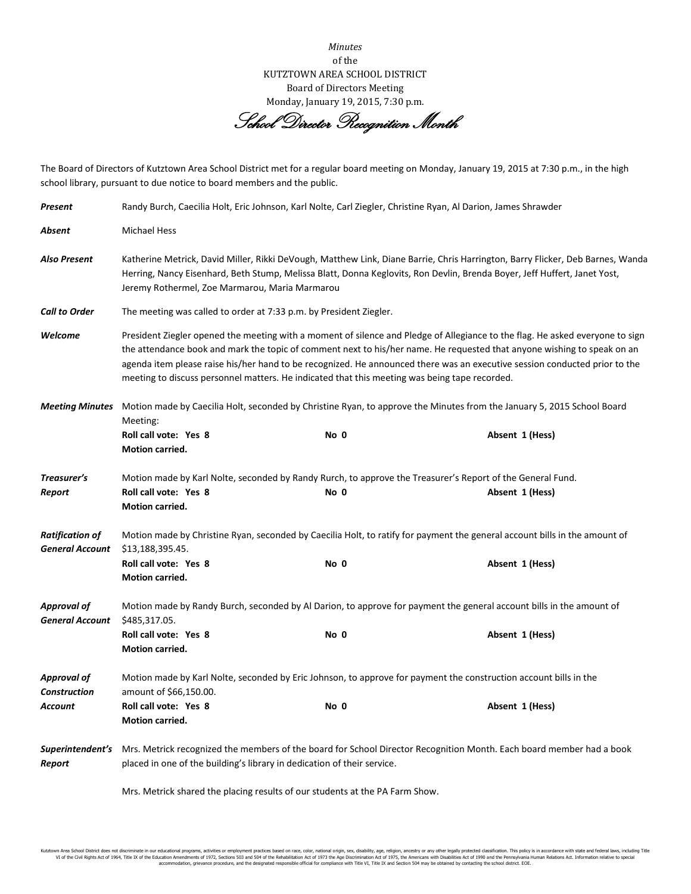*Minutes*
of the
KUTZTOWN AREA SCHOOL DISTRICT
Board of Directors Meeting
Monday, January 19, 2015, 7:30 p.m.

*School Director Recognition Month*

The Board of Directors of Kutztown Area School District met for a regular board meeting on Monday, January 19, 2015 at 7:30 p.m., in the high school library, pursuant to due notice to board members and the public.

***Present*** Randy Burch, Caecilia Holt, Eric Johnson, Karl Nolte, Carl Ziegler, Christine Ryan, Al Darion, James Shrawder

***Absent*** Michael Hess

***Also Present*** Katherine Metrick, David Miller, Rikki DeVough, Matthew Link, Diane Barrie, Chris Harrington, Barry Flicker, Deb Barnes, Wanda Herring, Nancy Eisenhard, Beth Stump, Melissa Blatt, Donna Keglovits, Ron Devlin, Brenda Boyer, Jeff Huffert, Janet Yost, Jeremy Rothermel, Zoe Marmarou, Maria Marmarou

***Call to Order*** The meeting was called to order at 7:33 p.m. by President Ziegler.

***Welcome*** President Ziegler opened the meeting with a moment of silence and Pledge of Allegiance to the flag. He asked everyone to sign the attendance book and mark the topic of comment next to his/her name. He requested that anyone wishing to speak on an agenda item please raise his/her hand to be recognized. He announced there was an executive session conducted prior to the meeting to discuss personnel matters. He indicated that this meeting was being tape recorded.

***Meeting Minutes*** Motion made by Caecilia Holt, seconded by Christine Ryan, to approve the Minutes from the January 5, 2015 School Board Meeting:
**Roll call vote: Yes 8** **No 0** **Absent 1 (Hess)**
**Motion carried.**

***Treasurer's Report*** Motion made by Karl Nolte, seconded by Randy Rurch, to approve the Treasurer's Report of the General Fund.
**Roll call vote: Yes 8** **No 0** **Absent 1 (Hess)**
**Motion carried.**

***Ratification of General Account*** Motion made by Christine Ryan, seconded by Caecilia Holt, to ratify for payment the general account bills in the amount of $13,188,395.45.
**Roll call vote: Yes 8** **No 0** **Absent 1 (Hess)**
**Motion carried.**

***Approval of General Account*** Motion made by Randy Burch, seconded by Al Darion, to approve for payment the general account bills in the amount of $485,317.05.
**Roll call vote: Yes 8** **No 0** **Absent 1 (Hess)**
**Motion carried.**

***Approval of Construction Account*** Motion made by Karl Nolte, seconded by Eric Johnson, to approve for payment the construction account bills in the amount of $66,150.00.
**Roll call vote: Yes 8** **No 0** **Absent 1 (Hess)**
**Motion carried.**

***Superintendent's Report*** Mrs. Metrick recognized the members of the board for School Director Recognition Month. Each board member had a book placed in one of the building's library in dedication of their service.

Mrs. Metrick shared the placing results of our students at the PA Farm Show.

Kutztown Area School District does not discriminate in our educational programs, activities or employment practices based on race, color, national origin, sex, disability, age, religion, ancestry or any other legally protected classification. This policy is in accordance with state and federal laws, including Title VI of the Civil Rights Act of 1964, Title IX of the Education Amendments of 1972, Sections 503 and 504 of the Rehabilitation Act of 1973 the Age Discrimination Act of 1975, the Americans with Disabilities Act of 1990 and the Pennsylvania Human Relations Act. Information relative to special accommodation, grievance procedure, and the designated responsible official for compliance with Title VI, Title IX and Section 504 may be obtained by contacting the school district. EOE.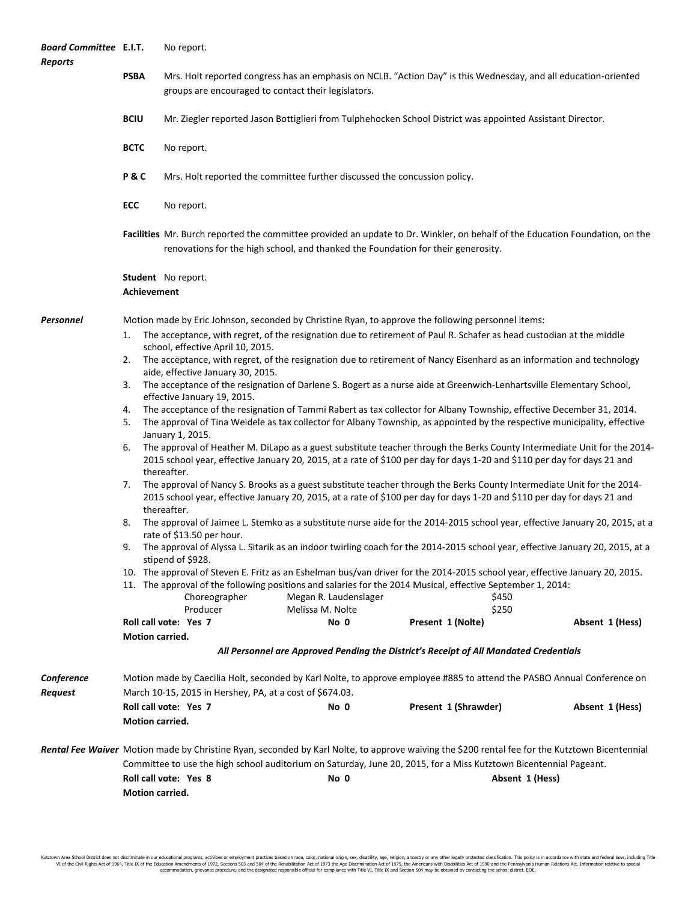***Board Committee Reports***

**E.I.T.** No report.

**PSBA** Mrs. Holt reported congress has an emphasis on NCLB. "Action Day" is this Wednesday, and all education-oriented groups are encouraged to contact their legislators.

**BCIU** Mr. Ziegler reported Jason Bottiglieri from Tulpehocken School District was appointed Assistant Director.

**BCTC** No report.

**P & C** Mrs. Holt reported the committee further discussed the concussion policy.

**ECC** No report.

**Facilities** Mr. Burch reported the committee provided an update to Dr. Winkler, on behalf of the Education Foundation, on the renovations for the high school, and thanked the Foundation for their generosity.

**Student Achievement** No report.

***Personnel***

Motion made by Eric Johnson, seconded by Christine Ryan, to approve the following personnel items:

1. The acceptance, with regret, of the resignation due to retirement of Paul R. Schafer as head custodian at the middle school, effective April 10, 2015.
2. The acceptance, with regret, of the resignation due to retirement of Nancy Eisenhard as an information and technology aide, effective January 30, 2015.
3. The acceptance of the resignation of Darlene S. Bogert as a nurse aide at Greenwich-Lenhartsville Elementary School, effective January 19, 2015.
4. The acceptance of the resignation of Tammi Rabert as tax collector for Albany Township, effective December 31, 2014.
5. The approval of Tina Weidele as tax collector for Albany Township, as appointed by the respective municipality, effective January 1, 2015.
6. The approval of Heather M. DiLapo as a guest substitute teacher through the Berks County Intermediate Unit for the 2014-2015 school year, effective January 20, 2015, at a rate of $100 per day for days 1-20 and $110 per day for days 21 and thereafter.
7. The approval of Nancy S. Brooks as a guest substitute teacher through the Berks County Intermediate Unit for the 2014-2015 school year, effective January 20, 2015, at a rate of $100 per day for days 1-20 and $110 per day for days 21 and thereafter.
8. The approval of Jaimee L. Stemko as a substitute nurse aide for the 2014-2015 school year, effective January 20, 2015, at a rate of $13.50 per hour.
9. The approval of Alyssa L. Sitarik as an indoor twirling coach for the 2014-2015 school year, effective January 20, 2015, at a stipend of $928.
10. The approval of Steven E. Fritz as an Eshelman bus/van driver for the 2014-2015 school year, effective January 20, 2015.
11. The approval of the following positions and salaries for the 2014 Musical, effective September 1, 2014:

| | | |
|---|---|---|
| Choreographer | Megan R. Laudenslager | $450 |
| Producer | Melissa M. Nolte | $250 |

**Roll call vote: Yes 7 No 0 Present 1 (Nolte) Absent 1 (Hess)**

**Motion carried.**

***All Personnel are Approved Pending the District's Receipt of All Mandated Credentials***

***Conference Request***

Motion made by Caecilia Holt, seconded by Karl Nolte, to approve employee #885 to attend the PASBO Annual Conference on March 10-15, 2015 in Hershey, PA, at a cost of $674.03.

**Roll call vote: Yes 7 No 0 Present 1 (Shrawder) Absent 1 (Hess)**

**Motion carried.**

***Rental Fee Waiver***

Motion made by Christine Ryan, seconded by Karl Nolte, to approve waiving the $200 rental fee for the Kutztown Bicentennial Committee to use the high school auditorium on Saturday, June 20, 2015, for a Miss Kutztown Bicentennial Pageant.

**Roll call vote: Yes 8 No 0 Absent 1 (Hess)**

**Motion carried.**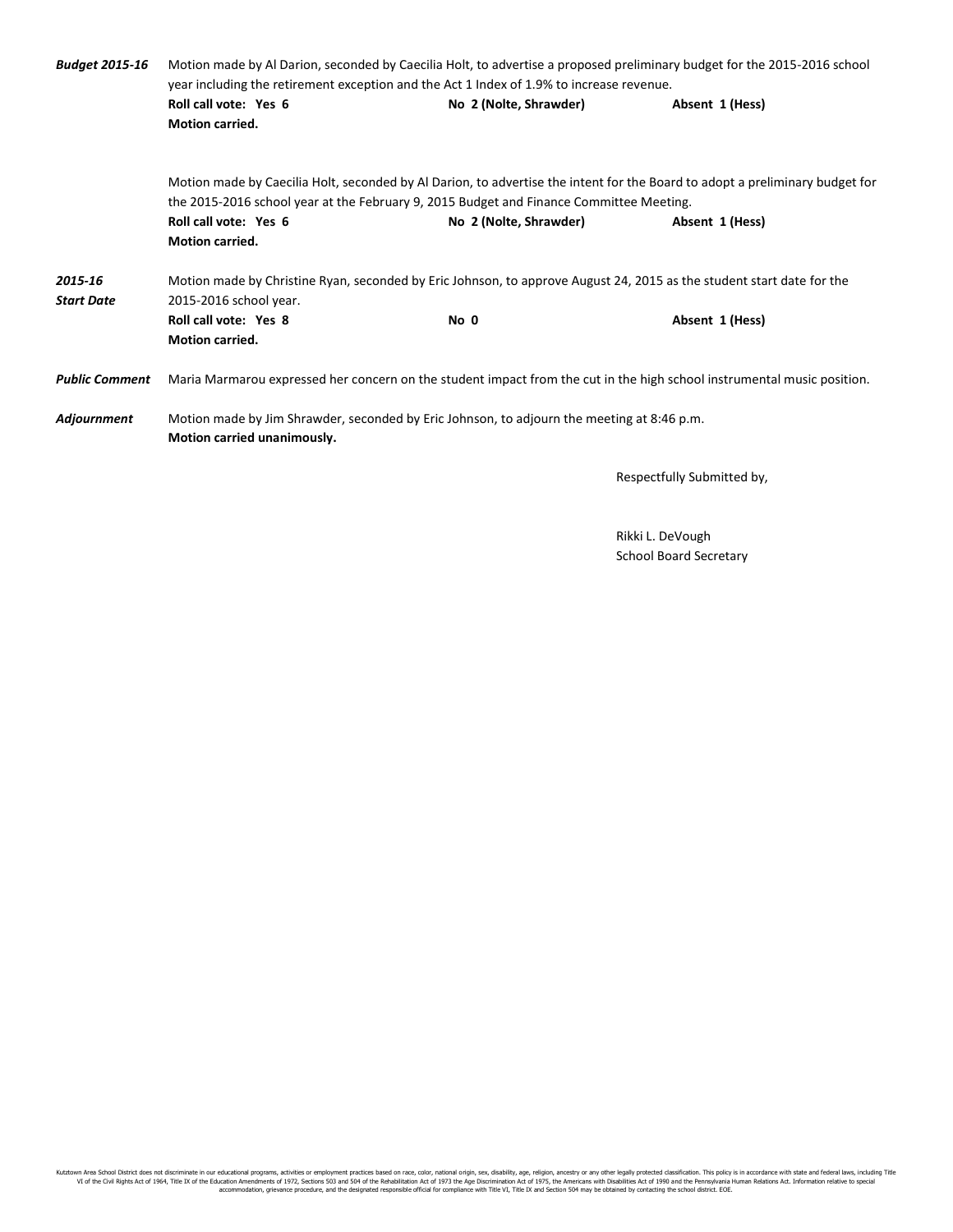***Budget 2015-16***

Motion made by Al Darion, seconded by Caecilia Holt, to advertise a proposed preliminary budget for the 2015-2016 school year including the retirement exception and the Act 1 Index of 1.9% to increase revenue.

**Roll call vote: Yes 6** | **No 2 (Nolte, Shrawder)** | **Absent 1 (Hess)**

**Motion carried.**

Motion made by Caecilia Holt, seconded by Al Darion, to advertise the intent for the Board to adopt a preliminary budget for the 2015-2016 school year at the February 9, 2015 Budget and Finance Committee Meeting.

**Roll call vote: Yes 6** | **No 2 (Nolte, Shrawder)** | **Absent 1 (Hess)**

**Motion carried.**

***2015-16 Start Date***

Motion made by Christine Ryan, seconded by Eric Johnson, to approve August 24, 2015 as the student start date for the 2015-2016 school year.

**Roll call vote: Yes 8** | **No 0** | **Absent 1 (Hess)**

**Motion carried.**

***Public Comment***

Maria Marmarou expressed her concern on the student impact from the cut in the high school instrumental music position.

***Adjournment***

Motion made by Jim Shrawder, seconded by Eric Johnson, to adjourn the meeting at 8:46 p.m.

**Motion carried unanimously.**

Respectfully Submitted by,

Rikki L. DeVough
School Board Secretary

Kutztown Area School District does not discriminate in our educational programs, activities or employment practices based on race, color, national origin, sex, disability, age, religion, ancestry or any other legally protected classification. This policy is in accordance with state and federal laws, including Title VI of the Civil Rights Act of 1964, Title IX of the Education Amendments of 1972, Sections 503 and 504 of the Rehabilitation Act of 1973 the Age Discrimination Act of 1975, the Americans with Disabilities Act of 1990 and the Pennsylvania Human Relations Act. Information relative to special accommodation, grievance procedure, and the designated responsible official for compliance with Title VI, Title IX and Section 504 may be obtained by contacting the school district. EOE.